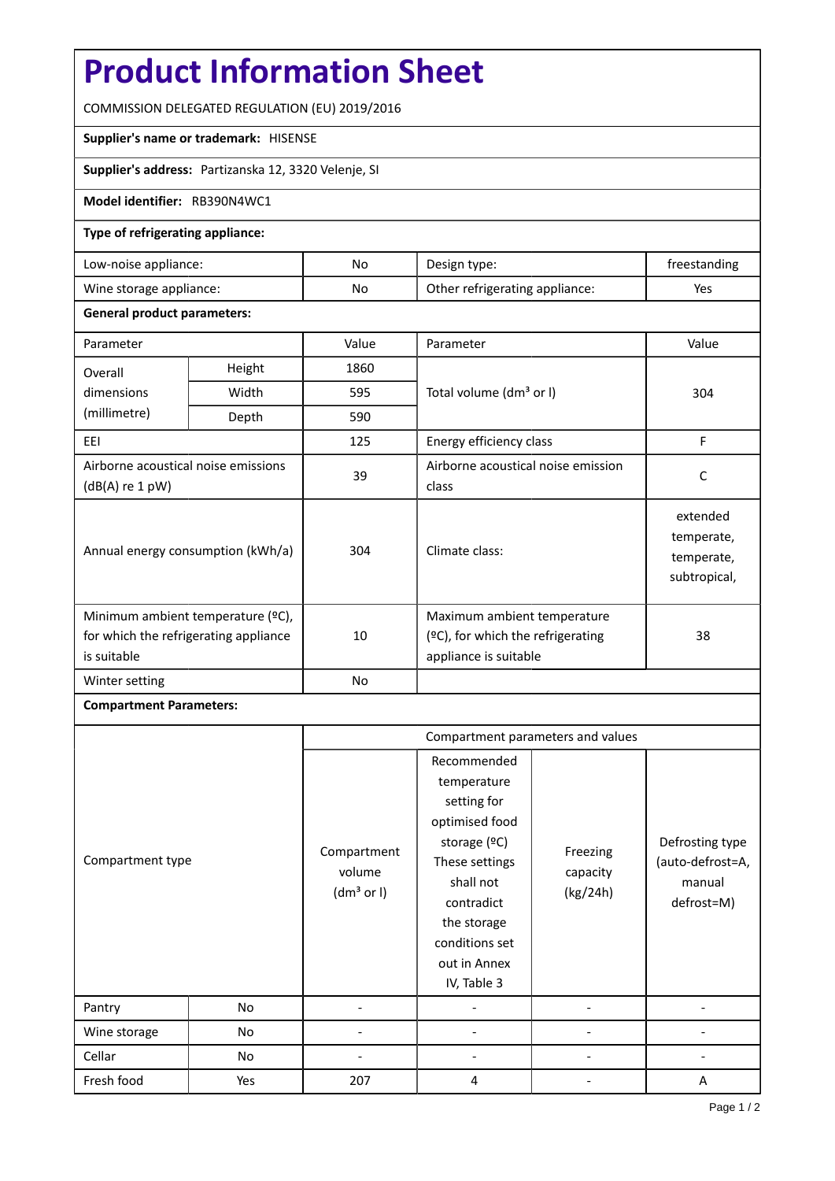# Product Information Sheet

COMMISSION DELEGATED REGULATION (EU) 2019/2016

**Supplier's name or trademark:** HISENSE

**Supplier's address:** Partizanska 12, 3320 Velenje, SI

**Model identifier:** RB390N4WC1

**Type of refrigerating appliance:**

| | | | |
|---|---|---|---|
| Low-noise appliance: | No | Design type: | freestanding |
| Wine storage appliance: | No | Other refrigerating appliance: | Yes |

**General product parameters:**

| Parameter | | Value | Parameter | Value |
|---|---|---|---|---|
| Overall dimensions (millimetre) | Height | 1860 | Total volume (dm³ or l) | 304 |
| | Width | 595 | | |
| | Depth | 590 | | |
| EEI | | 125 | Energy efficiency class | F |
| Airborne acoustical noise emissions (dB(A) re 1 pW) | | 39 | Airborne acoustical noise emission class | C |
| Annual energy consumption (kWh/a) | | 304 | Climate class: | extended temperate, temperate, subtropical, |
| Minimum ambient temperature (ºC), for which the refrigerating appliance is suitable | | 10 | Maximum ambient temperature (ºC), for which the refrigerating appliance is suitable | 38 |
| Winter setting | | No | | |

**Compartment Parameters:**

| Compartment type | | Compartment parameters and values | | | |
|---|---|---|---|---|---|
| | | Compartment volume (dm³ or l) | Recommended temperature setting for optimised food storage (ºC) These settings shall not contradict the storage conditions set out in Annex IV, Table 3 | Freezing capacity (kg/24h) | Defrosting type (auto-defrost=A, manual defrost=M) |
| Pantry | No | - | - | - | - |
| Wine storage | No | - | - | - | - |
| Cellar | No | - | - | - | - |
| Fresh food | Yes | 207 | 4 | - | A |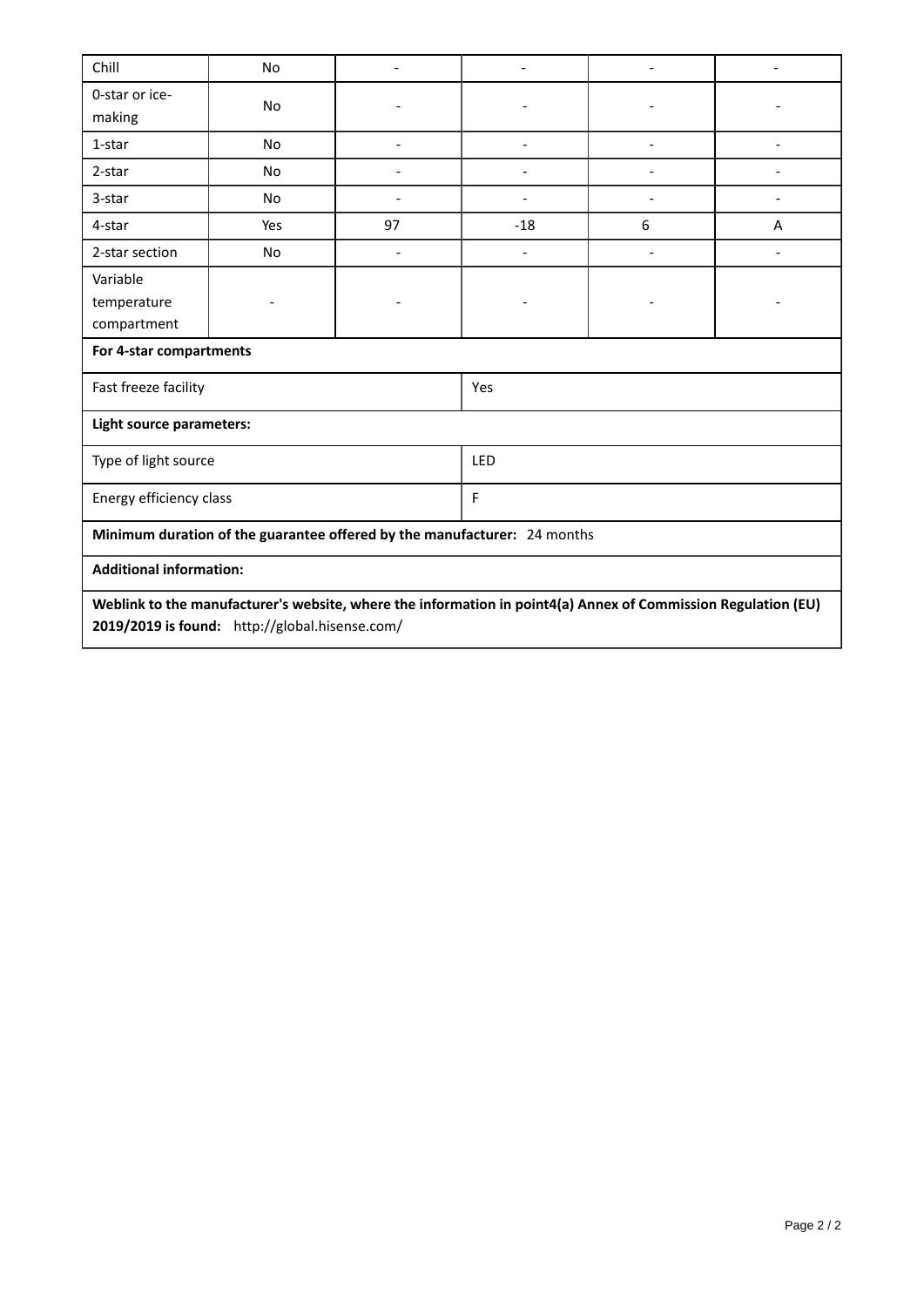| | | | | | |
|---|---|---|---|---|---|
| Chill | No | - | - | - | - |
| 0-star or ice-making | No | - | - | - | - |
| 1-star | No | - | - | - | - |
| 2-star | No | - | - | - | - |
| 3-star | No | - | - | - | - |
| 4-star | Yes | 97 | -18 | 6 | A |
| 2-star section | No | - | - | - | - |
| Variable temperature compartment | - | - | - | - | - |

**For 4-star compartments**

| | |
|---|---|
| Fast freeze facility | Yes |

**Light source parameters:**

| | |
|---|---|
| Type of light source | LED |
| Energy efficiency class | F |

**Minimum duration of the guarantee offered by the manufacturer:** 24 months

**Additional information:**

**Weblink to the manufacturer's website, where the information in point4(a) Annex of Commission Regulation (EU) 2019/2019 is found:** http://global.hisense.com/